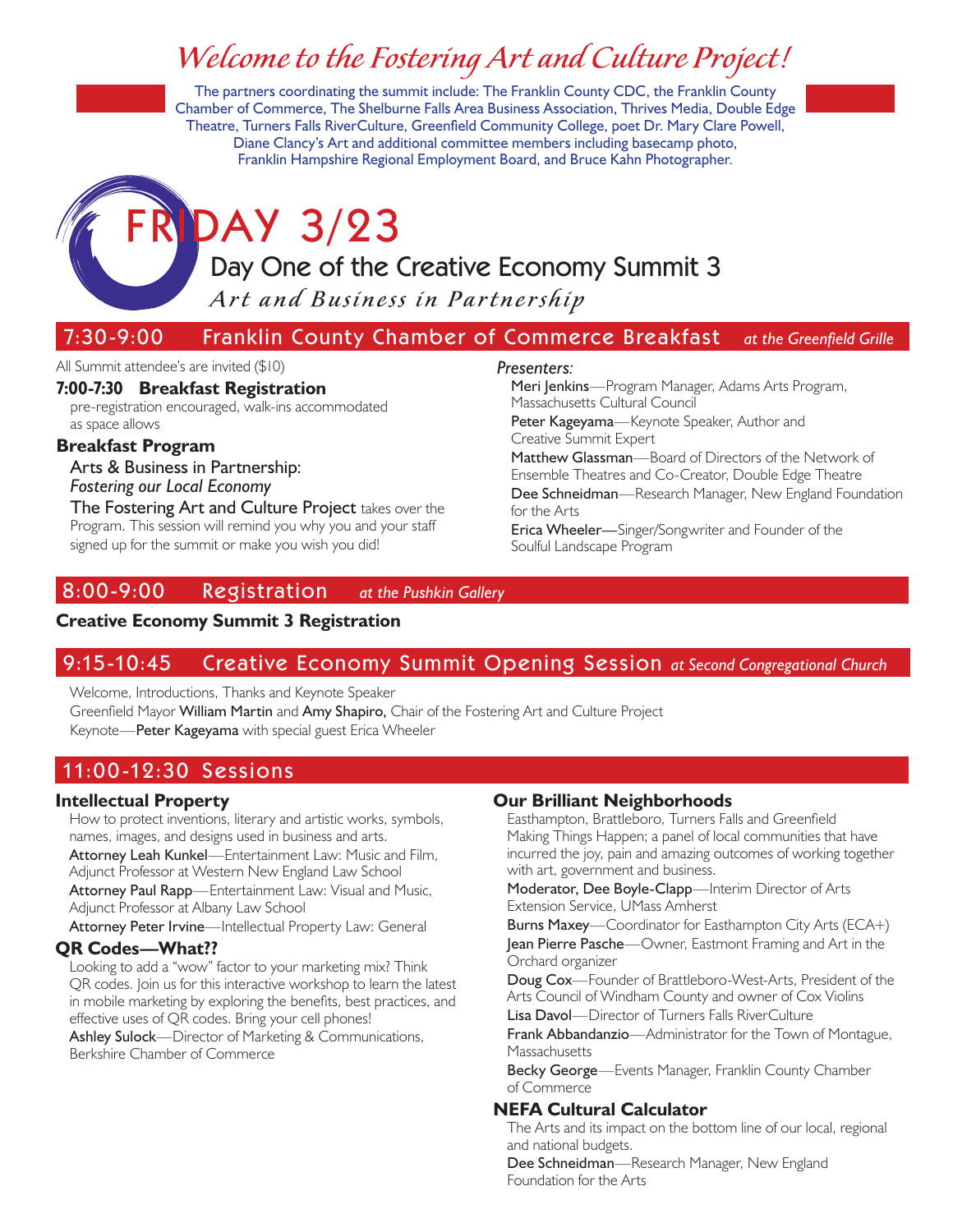# Welcome to the Fostering Art and Culture Project!

The partners coordinating the summit include: The Franklin County CDC, the Franklin County Chamber of Commerce, The Shelburne Falls Area Business Association, Thrives Media, Double Edge Theatre, Turners Falls RiverCulture, Greenfield Community College, poet Dr. Mary Clare Powell, Diane Clancy's Art and additional committee members including basecamp photo, Franklin Hampshire Regional Employment Board, and Bruce Kahn Photographer.

# FRIDAY 3/23

## Day One of the Creative Economy Summit 3

*Art and Business in Partnership*

## 7:30-9:00 Franklin County Chamber of Commerce Breakfast *at the Greenfield Grille*

All Summit attendee's are invited ($10)

**7:00-7:30 Breakfast Registration**

pre-registration encouraged, walk-ins accommodated as space allows

**Breakfast Program**

Arts & Business in Partnership:
*Fostering our Local Economy*

The Fostering Art and Culture Project takes over the Program. This session will remind you why you and your staff signed up for the summit or make you wish you did!

*Presenters:*

Meri Jenkins—Program Manager, Adams Arts Program, Massachusetts Cultural Council

Peter Kageyama—Keynote Speaker, Author and Creative Summit Expert

Matthew Glassman—Board of Directors of the Network of Ensemble Theatres and Co-Creator, Double Edge Theatre

Dee Schneidman—Research Manager, New England Foundation for the Arts

Erica Wheeler—Singer/Songwriter and Founder of the Soulful Landscape Program

## 8:00-9:00 Registration *at the Pushkin Gallery*

**Creative Economy Summit 3 Registration**

## 9:15-10:45 Creative Economy Summit Opening Session *at Second Congregational Church*

Welcome, Introductions, Thanks and Keynote Speaker

Greenfield Mayor William Martin and Amy Shapiro, Chair of the Fostering Art and Culture Project

Keynote—Peter Kageyama with special guest Erica Wheeler

## 11:00-12:30 Sessions

**Intellectual Property**

How to protect inventions, literary and artistic works, symbols, names, images, and designs used in business and arts.

Attorney Leah Kunkel—Entertainment Law: Music and Film, Adjunct Professor at Western New England Law School

Attorney Paul Rapp—Entertainment Law: Visual and Music, Adjunct Professor at Albany Law School

Attorney Peter Irvine—Intellectual Property Law: General

**QR Codes—What??**

Looking to add a "wow" factor to your marketing mix? Think QR codes. Join us for this interactive workshop to learn the latest in mobile marketing by exploring the benefits, best practices, and effective uses of QR codes. Bring your cell phones!

Ashley Sulock—Director of Marketing & Communications, Berkshire Chamber of Commerce

**Our Brilliant Neighborhoods**

Easthampton, Brattleboro, Turners Falls and Greenfield Making Things Happen; a panel of local communities that have incurred the joy, pain and amazing outcomes of working together with art, government and business.

Moderator, Dee Boyle-Clapp—Interim Director of Arts Extension Service, UMass Amherst

Burns Maxey—Coordinator for Easthampton City Arts (ECA+)

Jean Pierre Pasche—Owner, Eastmont Framing and Art in the Orchard organizer

Doug Cox—Founder of Brattleboro-West-Arts, President of the Arts Council of Windham County and owner of Cox Violins

Lisa Davol—Director of Turners Falls RiverCulture

Frank Abbandanzio—Administrator for the Town of Montague, Massachusetts

Becky George—Events Manager, Franklin County Chamber of Commerce

**NEFA Cultural Calculator**

The Arts and its impact on the bottom line of our local, regional and national budgets.

Dee Schneidman—Research Manager, New England Foundation for the Arts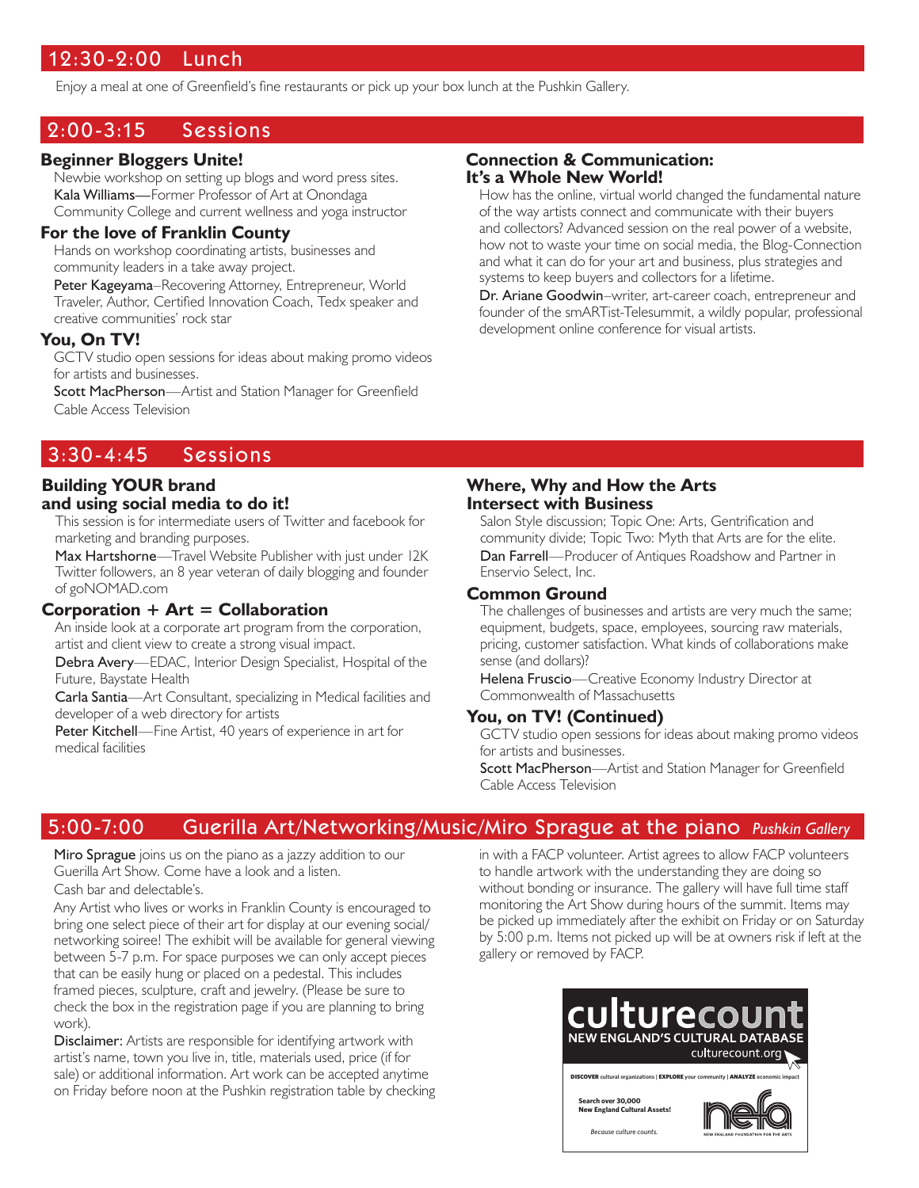## 12:30-2:00 Lunch

Enjoy a meal at one of Greenfield's fine restaurants or pick up your box lunch at the Pushkin Gallery.

## 2:00-3:15 Sessions

### Beginner Bloggers Unite!

Newbie workshop on setting up blogs and word press sites.

Kala Williams—Former Professor of Art at Onondaga Community College and current wellness and yoga instructor

### For the love of Franklin County

Hands on workshop coordinating artists, businesses and community leaders in a take away project.

Peter Kageyama–Recovering Attorney, Entrepreneur, World Traveler, Author, Certified Innovation Coach, Tedx speaker and creative communities' rock star

### You, On TV!

GCTV studio open sessions for ideas about making promo videos for artists and businesses.

Scott MacPherson—Artist and Station Manager for Greenfield Cable Access Television

### Connection & Communication: It's a Whole New World!

How has the online, virtual world changed the fundamental nature of the way artists connect and communicate with their buyers and collectors? Advanced session on the real power of a website, how not to waste your time on social media, the Blog-Connection and what it can do for your art and business, plus strategies and systems to keep buyers and collectors for a lifetime.

Dr. Ariane Goodwin–writer, art-career coach, entrepreneur and founder of the smARTist-Telesummit, a wildly popular, professional development online conference for visual artists.

## 3:30-4:45 Sessions

### Building YOUR brand and using social media to do it!

This session is for intermediate users of Twitter and facebook for marketing and branding purposes.

Max Hartshorne—Travel Website Publisher with just under 12K Twitter followers, an 8 year veteran of daily blogging and founder of goNOMAD.com

### Corporation + Art = Collaboration

An inside look at a corporate art program from the corporation, artist and client view to create a strong visual impact.

Debra Avery—EDAC, Interior Design Specialist, Hospital of the Future, Baystate Health

Carla Santia—Art Consultant, specializing in Medical facilities and developer of a web directory for artists

Peter Kitchell—Fine Artist, 40 years of experience in art for medical facilities

### Where, Why and How the Arts Intersect with Business

Salon Style discussion; Topic One: Arts, Gentrification and community divide; Topic Two: Myth that Arts are for the elite.

Dan Farrell—Producer of Antiques Roadshow and Partner in Enservio Select, Inc.

### Common Ground

The challenges of businesses and artists are very much the same; equipment, budgets, space, employees, sourcing raw materials, pricing, customer satisfaction. What kinds of collaborations make sense (and dollars)?

Helena Fruscio—Creative Economy Industry Director at Commonwealth of Massachusetts

### You, on TV! (Continued)

GCTV studio open sessions for ideas about making promo videos for artists and businesses.

Scott MacPherson—Artist and Station Manager for Greenfield Cable Access Television

## 5:00-7:00 Guerilla Art/Networking/Music/Miro Sprague at the piano *Pushkin Gallery*

Miro Sprague joins us on the piano as a jazzy addition to our Guerilla Art Show. Come have a look and a listen.

Cash bar and delectable's.

Any Artist who lives or works in Franklin County is encouraged to bring one select piece of their art for display at our evening social/ networking soiree! The exhibit will be available for general viewing between 5-7 p.m. For space purposes we can only accept pieces that can be easily hung or placed on a pedestal. This includes framed pieces, sculpture, craft and jewelry. (Please be sure to check the box in the registration page if you are planning to bring work).

Disclaimer: Artists are responsible for identifying artwork with artist's name, town you live in, title, materials used, price (if for sale) or additional information. Art work can be accepted anytime on Friday before noon at the Pushkin registration table by checking in with a FACP volunteer. Artist agrees to allow FACP volunteers to handle artwork with the understanding they are doing so without bonding or insurance. The gallery will have full time staff monitoring the Art Show during hours of the summit. Items may be picked up immediately after the exhibit on Friday or on Saturday by 5:00 p.m. Items not picked up will be at owners risk if left at the gallery or removed by FACP.

**culturecount**
NEW ENGLAND'S CULTURAL DATABASE
culturecount.org

**DISCOVER** cultural organizations | **EXPLORE** your community | **ANALYZE** economic impact

**Search over 30,000 New England Cultural Assets!**

*Because culture counts.*

nefa — NEW ENGLAND FOUNDATION FOR THE ARTS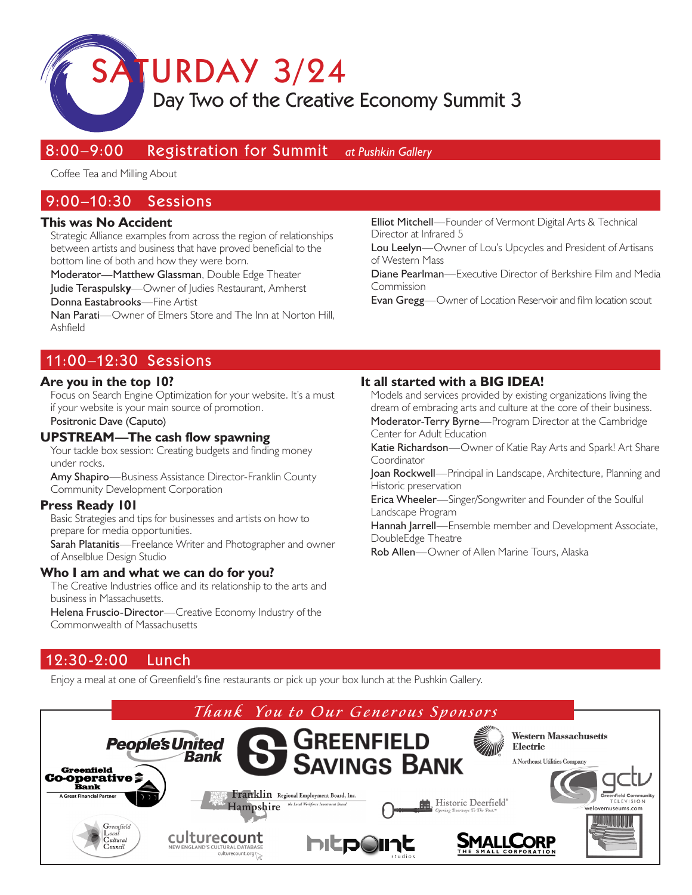# SATURDAY 3/24

## Day Two of the Creative Economy Summit 3

## 8:00–9:00 Registration for Summit *at Pushkin Gallery*

Coffee Tea and Milling About

## 9:00–10:30 Sessions

### This was No Accident

Strategic Alliance examples from across the region of relationships between artists and business that have proved beneficial to the bottom line of both and how they were born.

Moderator—Matthew Glassman, Double Edge Theater

Judie Teraspulsky—Owner of Judies Restaurant, Amherst

Donna Eastabrooks—Fine Artist

Nan Parati—Owner of Elmers Store and The Inn at Norton Hill, Ashfield

Elliot Mitchell—Founder of Vermont Digital Arts & Technical Director at Infrared 5

Lou Leelyn—Owner of Lou's Upcycles and President of Artisans of Western Mass

Diane Pearlman—Executive Director of Berkshire Film and Media Commission

Evan Gregg—Owner of Location Reservoir and film location scout

## 11:00–12:30 Sessions

### Are you in the top 10?

Focus on Search Engine Optimization for your website. It's a must if your website is your main source of promotion.

Positronic Dave (Caputo)

### UPSTREAM—The cash flow spawning

Your tackle box session: Creating budgets and finding money under rocks.

Amy Shapiro—Business Assistance Director-Franklin County Community Development Corporation

### Press Ready 101

Basic Strategies and tips for businesses and artists on how to prepare for media opportunities.

Sarah Platanitis—Freelance Writer and Photographer and owner of Anselblue Design Studio

### Who I am and what we can do for you?

The Creative Industries office and its relationship to the arts and business in Massachusetts.

Helena Fruscio-Director—Creative Economy Industry of the Commonwealth of Massachusetts

### It all started with a BIG IDEA!

Models and services provided by existing organizations living the dream of embracing arts and culture at the core of their business.

Moderator-Terry Byrne—Program Director at the Cambridge Center for Adult Education

Katie Richardson—Owner of Katie Ray Arts and Spark! Art Share Coordinator

Joan Rockwell—Principal in Landscape, Architecture, Planning and Historic preservation

Erica Wheeler—Singer/Songwriter and Founder of the Soulful Landscape Program

Hannah Jarrell—Ensemble member and Development Associate, DoubleEdge Theatre

Rob Allen—Owner of Allen Marine Tours, Alaska

## 12:30-2:00 Lunch

Enjoy a meal at one of Greenfield's fine restaurants or pick up your box lunch at the Pushkin Gallery.

## *Thank You to Our Generous Sponsors*

People's United Bank

Greenfield Savings Bank

Western Massachusetts Electric — A Northeast Utilities Company

Greenfield Co-operative Bank — A Great Financial Partner

Franklin Hampshire Regional Employment Board, Inc. — the Local Workforce Investment Board

Historic Deerfield — Opening Doorways To The Past

gctv — Greenfield Community Television

welovemuseums.com

Greenfield Local Cultural Council

culturecount — New England's Cultural Database — culturecount.org

hitpoint studios

SmallCorp — The Small Corporation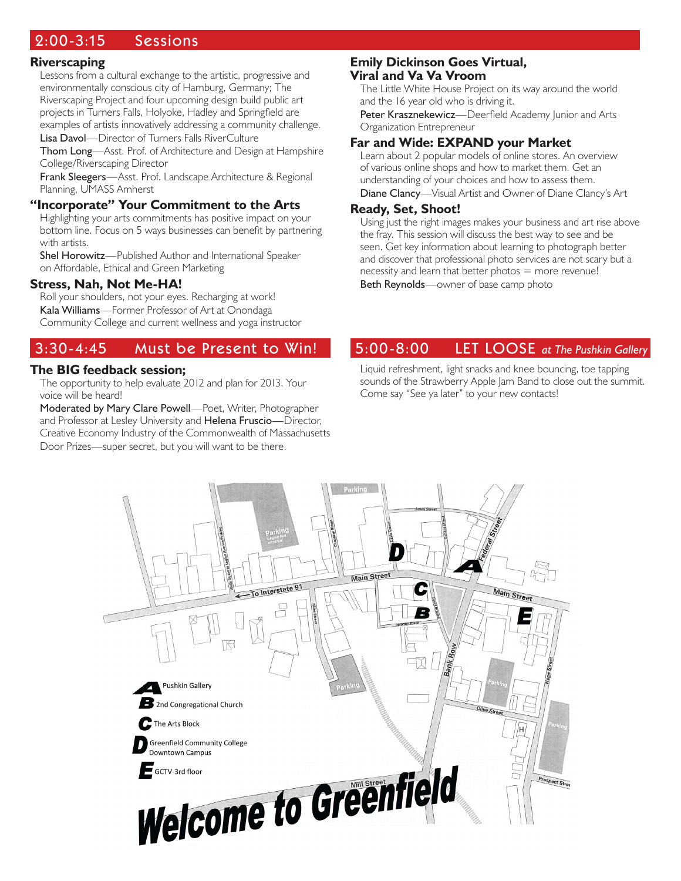## 2:00-3:15 Sessions

### Riverscaping

Lessons from a cultural exchange to the artistic, progressive and environmentally conscious city of Hamburg, Germany; The Riverscaping Project and four upcoming design build public art projects in Turners Falls, Holyoke, Hadley and Springfield are examples of artists innovatively addressing a community challenge.

Lisa Davol—Director of Turners Falls RiverCulture

Thom Long—Asst. Prof. of Architecture and Design at Hampshire College/Riverscaping Director

Frank Sleegers—Asst. Prof. Landscape Architecture & Regional Planning, UMASS Amherst

### "Incorporate" Your Commitment to the Arts

Highlighting your arts commitments has positive impact on your bottom line. Focus on 5 ways businesses can benefit by partnering with artists.

Shel Horowitz—Published Author and International Speaker on Affordable, Ethical and Green Marketing

### Stress, Nah, Not Me-HA!

Roll your shoulders, not your eyes. Recharging at work!

Kala Williams—Former Professor of Art at Onondaga Community College and current wellness and yoga instructor

### Emily Dickinson Goes Virtual, Viral and Va Va Vroom

The Little White House Project on its way around the world and the 16 year old who is driving it.

Peter Krasznekewicz—Deerfield Academy Junior and Arts Organization Entrepreneur

### Far and Wide: EXPAND your Market

Learn about 2 popular models of online stores. An overview of various online shops and how to market them. Get an understanding of your choices and how to assess them.

Diane Clancy—Visual Artist and Owner of Diane Clancy's Art

### Ready, Set, Shoot!

Using just the right images makes your business and art rise above the fray. This session will discuss the best way to see and be seen. Get key information about learning to photograph better and discover that professional photo services are not scary but a necessity and learn that better photos = more revenue!

Beth Reynolds—owner of base camp photo

## 3:30-4:45 Must be Present to Win!

### The BIG feedback session;

The opportunity to help evaluate 2012 and plan for 2013. Your voice will be heard!

Moderated by Mary Clare Powell—Poet, Writer, Photographer and Professor at Lesley University and Helena Fruscio—Director, Creative Economy Industry of the Commonwealth of Massachusetts

Door Prizes—super secret, but you will want to be there.

## 5:00-8:00 LET LOOSE *at The Pushkin Gallery*

Liquid refreshment, light snacks and knee bouncing, toe tapping sounds of the Strawberry Apple Jam Band to close out the summit. Come say "See ya later" to your new contacts!

Parking
Ames Street
Federal Street
Main Street
To Interstate 91
Bank Row
Olive Street
Hope Street
Prospect Street
Mill Street

**A** Pushkin Gallery

**B** 2nd Congregational Church

**C** The Arts Block

**D** Greenfield Community College Downtown Campus

**E** GCTV-3rd floor

# Welcome to Greenfield